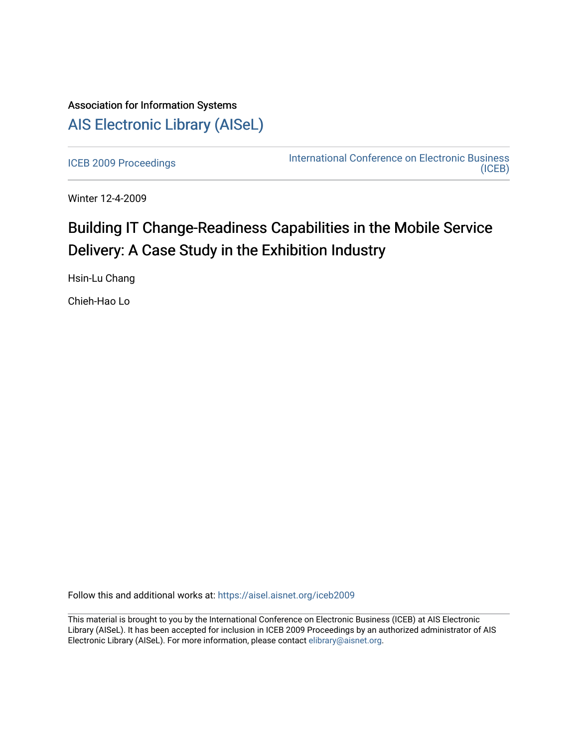Association for Information Systems

# AIS Electronic Library (AISeL)

ICEB 2009 Proceedings

International Conference on Electronic Business (ICEB)

Winter 12-4-2009

## Building IT Change-Readiness Capabilities in the Mobile Service Delivery: A Case Study in the Exhibition Industry

Hsin-Lu Chang

Chieh-Hao Lo

Follow this and additional works at: https://aisel.aisnet.org/iceb2009

This material is brought to you by the International Conference on Electronic Business (ICEB) at AIS Electronic Library (AISeL). It has been accepted for inclusion in ICEB 2009 Proceedings by an authorized administrator of AIS Electronic Library (AISeL). For more information, please contact elibrary@aisnet.org.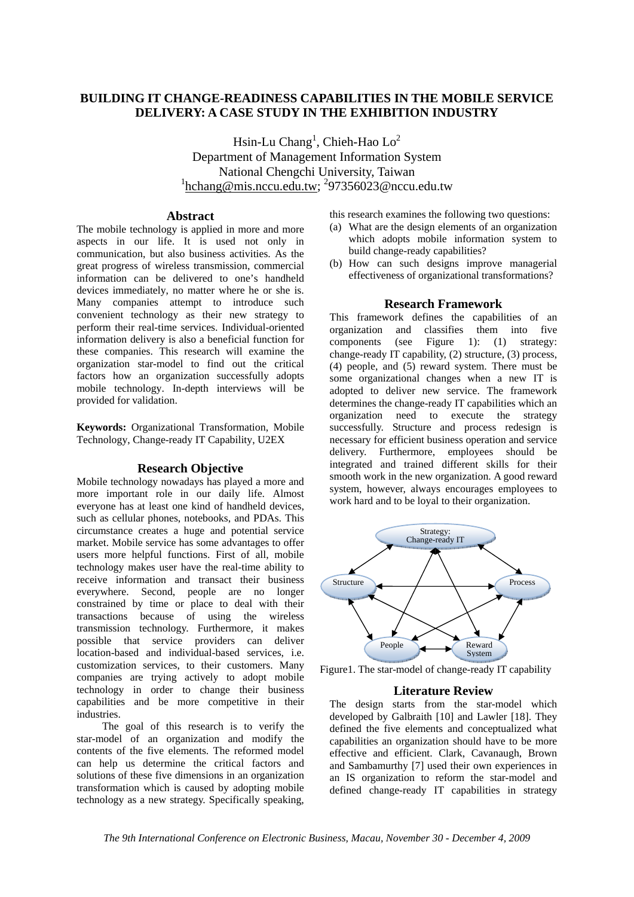# BUILDING IT CHANGE-READINESS CAPABILITIES IN THE MOBILE SERVICE DELIVERY: A CASE STUDY IN THE EXHIBITION INDUSTRY

Hsin-Lu Chang[1], Chieh-Hao Lo[2]
Department of Management Information System
National Chengchi University, Taiwan
[1]hchang@mis.nccu.edu.tw; [2]97356023@nccu.edu.tw

## Abstract

The mobile technology is applied in more and more aspects in our life. It is used not only in communication, but also business activities. As the great progress of wireless transmission, commercial information can be delivered to one's handheld devices immediately, no matter where he or she is. Many companies attempt to introduce such convenient technology as their new strategy to perform their real-time services. Individual-oriented information delivery is also a beneficial function for these companies. This research will examine the organization star-model to find out the critical factors how an organization successfully adopts mobile technology. In-depth interviews will be provided for validation.

**Keywords:** Organizational Transformation, Mobile Technology, Change-ready IT Capability, U2EX

## Research Objective

Mobile technology nowadays has played a more and more important role in our daily life. Almost everyone has at least one kind of handheld devices, such as cellular phones, notebooks, and PDAs. This circumstance creates a huge and potential service market. Mobile service has some advantages to offer users more helpful functions. First of all, mobile technology makes user have the real-time ability to receive information and transact their business everywhere. Second, people are no longer constrained by time or place to deal with their transactions because of using the wireless transmission technology. Furthermore, it makes possible that service providers can deliver location-based and individual-based services, i.e. customization services, to their customers. Many companies are trying actively to adopt mobile technology in order to change their business capabilities and be more competitive in their industries.

The goal of this research is to verify the star-model of an organization and modify the contents of the five elements. The reformed model can help us determine the critical factors and solutions of these five dimensions in an organization transformation which is caused by adopting mobile technology as a new strategy. Specifically speaking, this research examines the following two questions:

(a) What are the design elements of an organization which adopts mobile information system to build change-ready capabilities?
(b) How can such designs improve managerial effectiveness of organizational transformations?

## Research Framework

This framework defines the capabilities of an organization and classifies them into five components (see Figure 1): (1) strategy: change-ready IT capability, (2) structure, (3) process, (4) people, and (5) reward system. There must be some organizational changes when a new IT is adopted to deliver new service. The framework determines the change-ready IT capabilities which an organization need to execute the strategy successfully. Structure and process redesign is necessary for efficient business operation and service delivery. Furthermore, employees should be integrated and trained different skills for their smooth work in the new organization. A good reward system, however, always encourages employees to work hard and to be loyal to their organization.

Figure1. The star-model of change-ready IT capability

## Literature Review

The design starts from the star-model which developed by Galbraith [10] and Lawler [18]. They defined the five elements and conceptualized what capabilities an organization should have to be more effective and efficient. Clark, Cavanaugh, Brown and Sambamurthy [7] used their own experiences in an IS organization to reform the star-model and defined change-ready IT capabilities in strategy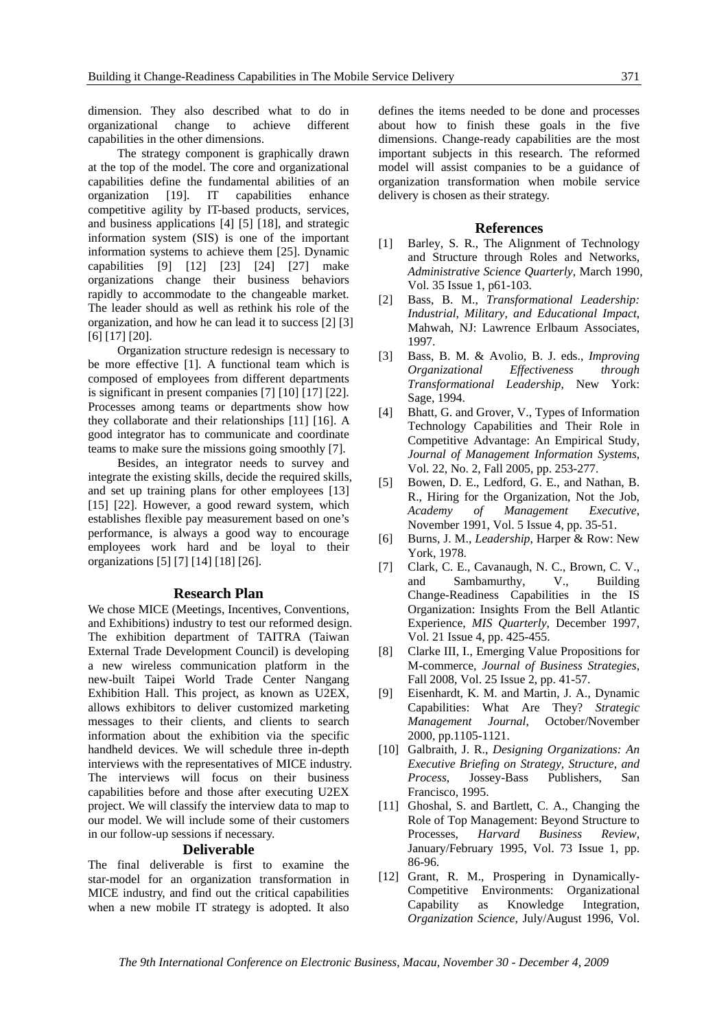dimension. They also described what to do in organizational change to achieve different capabilities in the other dimensions.

The strategy component is graphically drawn at the top of the model. The core and organizational capabilities define the fundamental abilities of an organization [19]. IT capabilities enhance competitive agility by IT-based products, services, and business applications [4] [5] [18], and strategic information system (SIS) is one of the important information systems to achieve them [25]. Dynamic capabilities [9] [12] [23] [24] [27] make organizations change their business behaviors rapidly to accommodate to the changeable market. The leader should as well as rethink his role of the organization, and how he can lead it to success [2] [3] [6] [17] [20].

Organization structure redesign is necessary to be more effective [1]. A functional team which is composed of employees from different departments is significant in present companies [7] [10] [17] [22]. Processes among teams or departments show how they collaborate and their relationships [11] [16]. A good integrator has to communicate and coordinate teams to make sure the missions going smoothly [7].

Besides, an integrator needs to survey and integrate the existing skills, decide the required skills, and set up training plans for other employees [13] [15] [22]. However, a good reward system, which establishes flexible pay measurement based on one's performance, is always a good way to encourage employees work hard and be loyal to their organizations [5] [7] [14] [18] [26].

## Research Plan

We chose MICE (Meetings, Incentives, Conventions, and Exhibitions) industry to test our reformed design. The exhibition department of TAITRA (Taiwan External Trade Development Council) is developing a new wireless communication platform in the new-built Taipei World Trade Center Nangang Exhibition Hall. This project, as known as U2EX, allows exhibitors to deliver customized marketing messages to their clients, and clients to search information about the exhibition via the specific handheld devices. We will schedule three in-depth interviews with the representatives of MICE industry. The interviews will focus on their business capabilities before and those after executing U2EX project. We will classify the interview data to map to our model. We will include some of their customers in our follow-up sessions if necessary.

## Deliverable

The final deliverable is first to examine the star-model for an organization transformation in MICE industry, and find out the critical capabilities when a new mobile IT strategy is adopted. It also defines the items needed to be done and processes about how to finish these goals in the five dimensions. Change-ready capabilities are the most important subjects in this research. The reformed model will assist companies to be a guidance of organization transformation when mobile service delivery is chosen as their strategy.

## References

[1] Barley, S. R., The Alignment of Technology and Structure through Roles and Networks, *Administrative Science Quarterly*, March 1990, Vol. 35 Issue 1, p61-103.

[2] Bass, B. M., *Transformational Leadership: Industrial, Military, and Educational Impact*, Mahwah, NJ: Lawrence Erlbaum Associates, 1997.

[3] Bass, B. M. & Avolio, B. J. eds., *Improving Organizational Effectiveness through Transformational Leadership*, New York: Sage, 1994.

[4] Bhatt, G. and Grover, V., Types of Information Technology Capabilities and Their Role in Competitive Advantage: An Empirical Study, *Journal of Management Information Systems*, Vol. 22, No. 2, Fall 2005, pp. 253-277.

[5] Bowen, D. E., Ledford, G. E., and Nathan, B. R., Hiring for the Organization, Not the Job, *Academy of Management Executive*, November 1991, Vol. 5 Issue 4, pp. 35-51.

[6] Burns, J. M., *Leadership*, Harper & Row: New York, 1978.

[7] Clark, C. E., Cavanaugh, N. C., Brown, C. V., and Sambamurthy, V., Building Change-Readiness Capabilities in the IS Organization: Insights From the Bell Atlantic Experience, *MIS Quarterly*, December 1997, Vol. 21 Issue 4, pp. 425-455.

[8] Clarke III, I., Emerging Value Propositions for M-commerce, *Journal of Business Strategies*, Fall 2008, Vol. 25 Issue 2, pp. 41-57.

[9] Eisenhardt, K. M. and Martin, J. A., Dynamic Capabilities: What Are They? *Strategic Management Journal*, October/November 2000, pp.1105-1121.

[10] Galbraith, J. R., *Designing Organizations: An Executive Briefing on Strategy, Structure, and Process*, Jossey-Bass Publishers, San Francisco, 1995.

[11] Ghoshal, S. and Bartlett, C. A., Changing the Role of Top Management: Beyond Structure to Processes, *Harvard Business Review*, January/February 1995, Vol. 73 Issue 1, pp. 86-96.

[12] Grant, R. M., Prospering in Dynamically-Competitive Environments: Organizational Capability as Knowledge Integration, *Organization Science*, July/August 1996, Vol.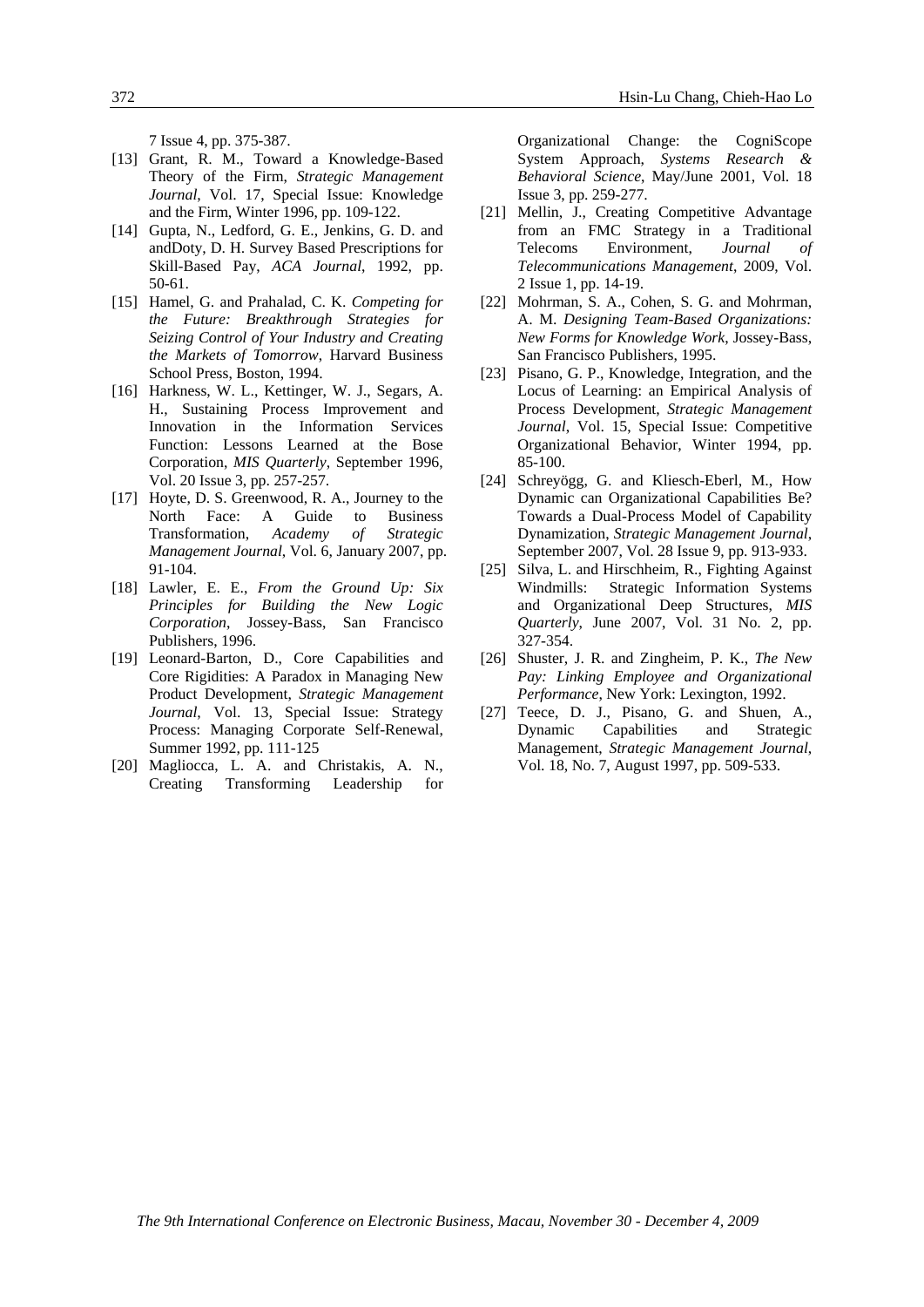7 Issue 4, pp. 375-387.

[13] Grant, R. M., Toward a Knowledge-Based Theory of the Firm, *Strategic Management Journal*, Vol. 17, Special Issue: Knowledge and the Firm, Winter 1996, pp. 109-122.

[14] Gupta, N., Ledford, G. E., Jenkins, G. D. and andDoty, D. H. Survey Based Prescriptions for Skill-Based Pay, *ACA Journal*, 1992, pp. 50-61.

[15] Hamel, G. and Prahalad, C. K. *Competing for the Future: Breakthrough Strategies for Seizing Control of Your Industry and Creating the Markets of Tomorrow*, Harvard Business School Press, Boston, 1994.

[16] Harkness, W. L., Kettinger, W. J., Segars, A. H., Sustaining Process Improvement and Innovation in the Information Services Function: Lessons Learned at the Bose Corporation, *MIS Quarterly*, September 1996, Vol. 20 Issue 3, pp. 257-257.

[17] Hoyte, D. S. Greenwood, R. A., Journey to the North Face: A Guide to Business Transformation, *Academy of Strategic Management Journal*, Vol. 6, January 2007, pp. 91-104.

[18] Lawler, E. E., *From the Ground Up: Six Principles for Building the New Logic Corporation*, Jossey-Bass, San Francisco Publishers, 1996.

[19] Leonard-Barton, D., Core Capabilities and Core Rigidities: A Paradox in Managing New Product Development, *Strategic Management Journal*, Vol. 13, Special Issue: Strategy Process: Managing Corporate Self-Renewal, Summer 1992, pp. 111-125

[20] Magliocca, L. A. and Christakis, A. N., Creating Transforming Leadership for Organizational Change: the CogniScope System Approach, *Systems Research & Behavioral Science*, May/June 2001, Vol. 18 Issue 3, pp. 259-277.

[21] Mellin, J., Creating Competitive Advantage from an FMC Strategy in a Traditional Telecoms Environment, *Journal of Telecommunications Management*, 2009, Vol. 2 Issue 1, pp. 14-19.

[22] Mohrman, S. A., Cohen, S. G. and Mohrman, A. M. *Designing Team-Based Organizations: New Forms for Knowledge Work*, Jossey-Bass, San Francisco Publishers, 1995.

[23] Pisano, G. P., Knowledge, Integration, and the Locus of Learning: an Empirical Analysis of Process Development, *Strategic Management Journal*, Vol. 15, Special Issue: Competitive Organizational Behavior, Winter 1994, pp. 85-100.

[24] Schreyögg, G. and Kliesch-Eberl, M., How Dynamic can Organizational Capabilities Be? Towards a Dual-Process Model of Capability Dynamization, *Strategic Management Journal*, September 2007, Vol. 28 Issue 9, pp. 913-933.

[25] Silva, L. and Hirschheim, R., Fighting Against Windmills: Strategic Information Systems and Organizational Deep Structures, *MIS Quarterly*, June 2007, Vol. 31 No. 2, pp. 327-354.

[26] Shuster, J. R. and Zingheim, P. K., *The New Pay: Linking Employee and Organizational Performance*, New York: Lexington, 1992.

[27] Teece, D. J., Pisano, G. and Shuen, A., Dynamic Capabilities and Strategic Management, *Strategic Management Journal*, Vol. 18, No. 7, August 1997, pp. 509-533.